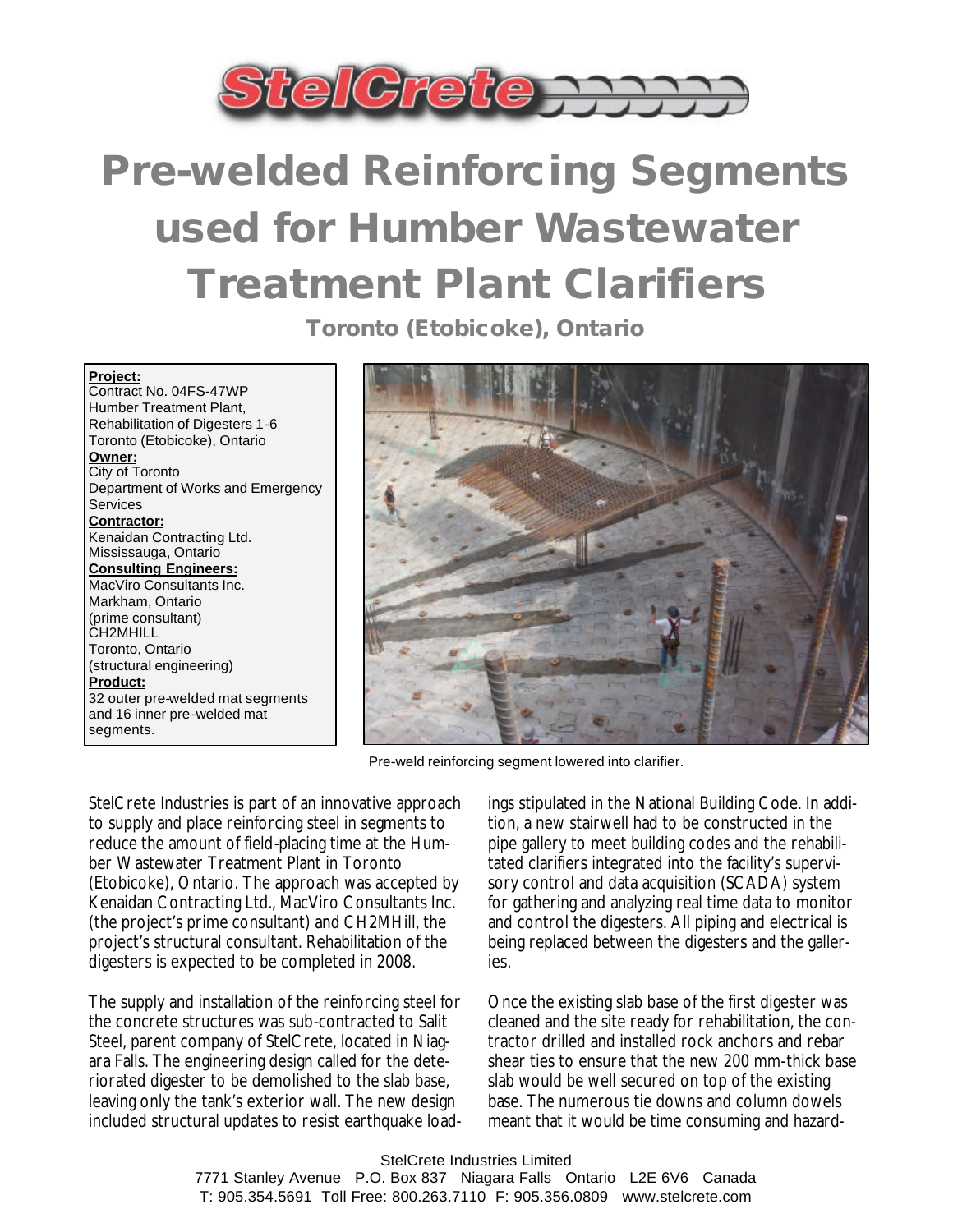# Pre-welded Reinforcing Segments used for Humber Wastewater Treatment Plant Clarifiers

## Toronto (Etobicoke), Ontario

**Project:**
Contract No. 04FS-47WP
Humber Treatment Plant,
Rehabilitation of Digesters 1-6
Toronto (Etobicoke), Ontario

**Owner:**
City of Toronto
Department of Works and Emergency Services

**Contractor:**
Kenaidan Contracting Ltd.
Mississauga, Ontario

**Consulting Engineers:**
MacViro Consultants Inc.
Markham, Ontario
(prime consultant)
CH2MHILL
Toronto, Ontario
(structural engineering)

**Product:**
32 outer pre-welded mat segments and 16 inner pre-welded mat segments.

Pre-weld reinforcing segment lowered into clarifier.

StelCrete Industries is part of an innovative approach to supply and place reinforcing steel in segments to reduce the amount of field-placing time at the Humber Wastewater Treatment Plant in Toronto (Etobicoke), Ontario. The approach was accepted by Kenaidan Contracting Ltd., MacViro Consultants Inc. (the project's prime consultant) and CH2MHill, the project's structural consultant. Rehabilitation of the digesters is expected to be completed in 2008.

The supply and installation of the reinforcing steel for the concrete structures was sub-contracted to Salit Steel, parent company of StelCrete, located in Niagara Falls. The engineering design called for the deteriorated digester to be demolished to the slab base, leaving only the tank's exterior wall. The new design included structural updates to resist earthquake loadings stipulated in the National Building Code. In addition, a new stairwell had to be constructed in the pipe gallery to meet building codes and the rehabilitated clarifiers integrated into the facility's supervisory control and data acquisition (SCADA) system for gathering and analyzing real time data to monitor and control the digesters. All piping and electrical is being replaced between the digesters and the galleries.

Once the existing slab base of the first digester was cleaned and the site ready for rehabilitation, the contractor drilled and installed rock anchors and rebar shear ties to ensure that the new 200 mm-thick base slab would be well secured on top of the existing base. The numerous tie downs and column dowels meant that it would be time consuming and hazard-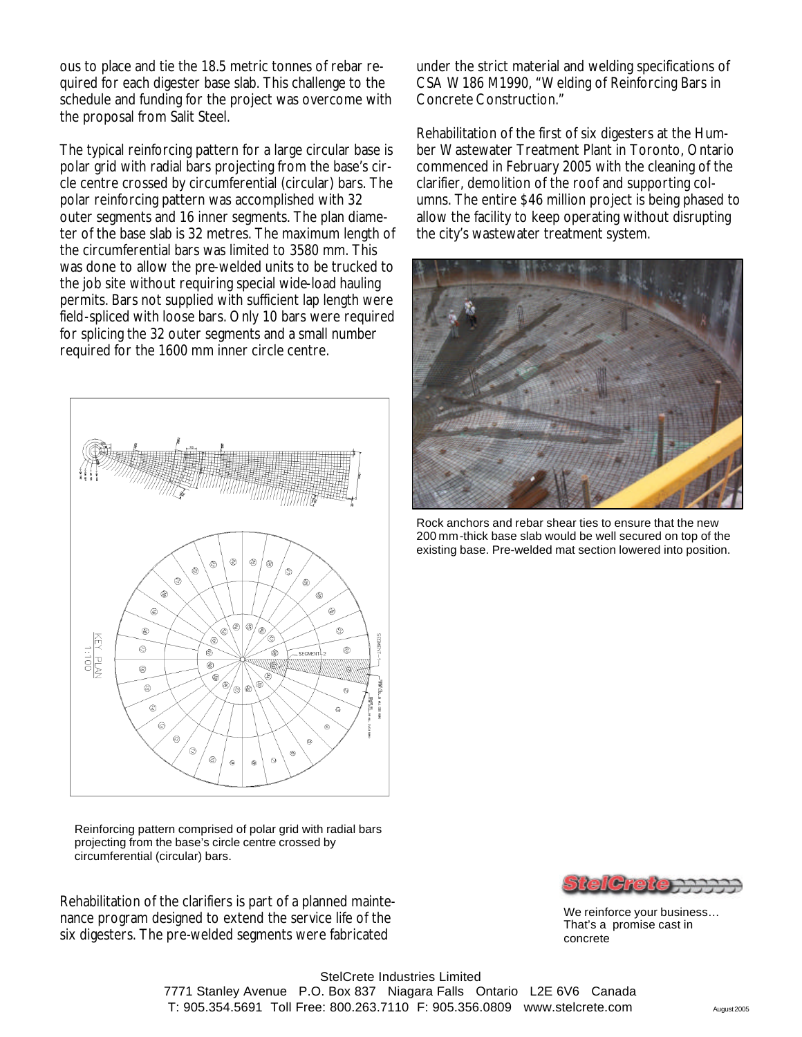ous to place and tie the 18.5 metric tonnes of rebar required for each digester base slab. This challenge to the schedule and funding for the project was overcome with the proposal from Salit Steel.

The typical reinforcing pattern for a large circular base is polar grid with radial bars projecting from the base's circle centre crossed by circumferential (circular) bars. The polar reinforcing pattern was accomplished with 32 outer segments and 16 inner segments. The plan diameter of the base slab is 32 metres. The maximum length of the circumferential bars was limited to 3580 mm. This was done to allow the pre-welded units to be trucked to the job site without requiring special wide-load hauling permits. Bars not supplied with sufficient lap length were field-spliced with loose bars. Only 10 bars were required for splicing the 32 outer segments and a small number required for the 1600 mm inner circle centre.

Reinforcing pattern comprised of polar grid with radial bars projecting from the base's circle centre crossed by circumferential (circular) bars.

Rehabilitation of the clarifiers is part of a planned maintenance program designed to extend the service life of the six digesters. The pre-welded segments were fabricated under the strict material and welding specifications of CSA W186 M1990, "Welding of Reinforcing Bars in Concrete Construction."

Rehabilitation of the first of six digesters at the Humber Wastewater Treatment Plant in Toronto, Ontario commenced in February 2005 with the cleaning of the clarifier, demolition of the roof and supporting columns. The entire $46 million project is being phased to allow the facility to keep operating without disrupting the city's wastewater treatment system.

Rock anchors and rebar shear ties to ensure that the new 200 mm-thick base slab would be well secured on top of the existing base. Pre-welded mat section lowered into position.

We reinforce your business… That's a promise cast in concrete

StelCrete Industries Limited
7771 Stanley Avenue P.O. Box 837 Niagara Falls Ontario L2E 6V6 Canada
T: 905.354.5691 Toll Free: 800.263.7110 F: 905.356.0809 www.stelcrete.com

August 2005